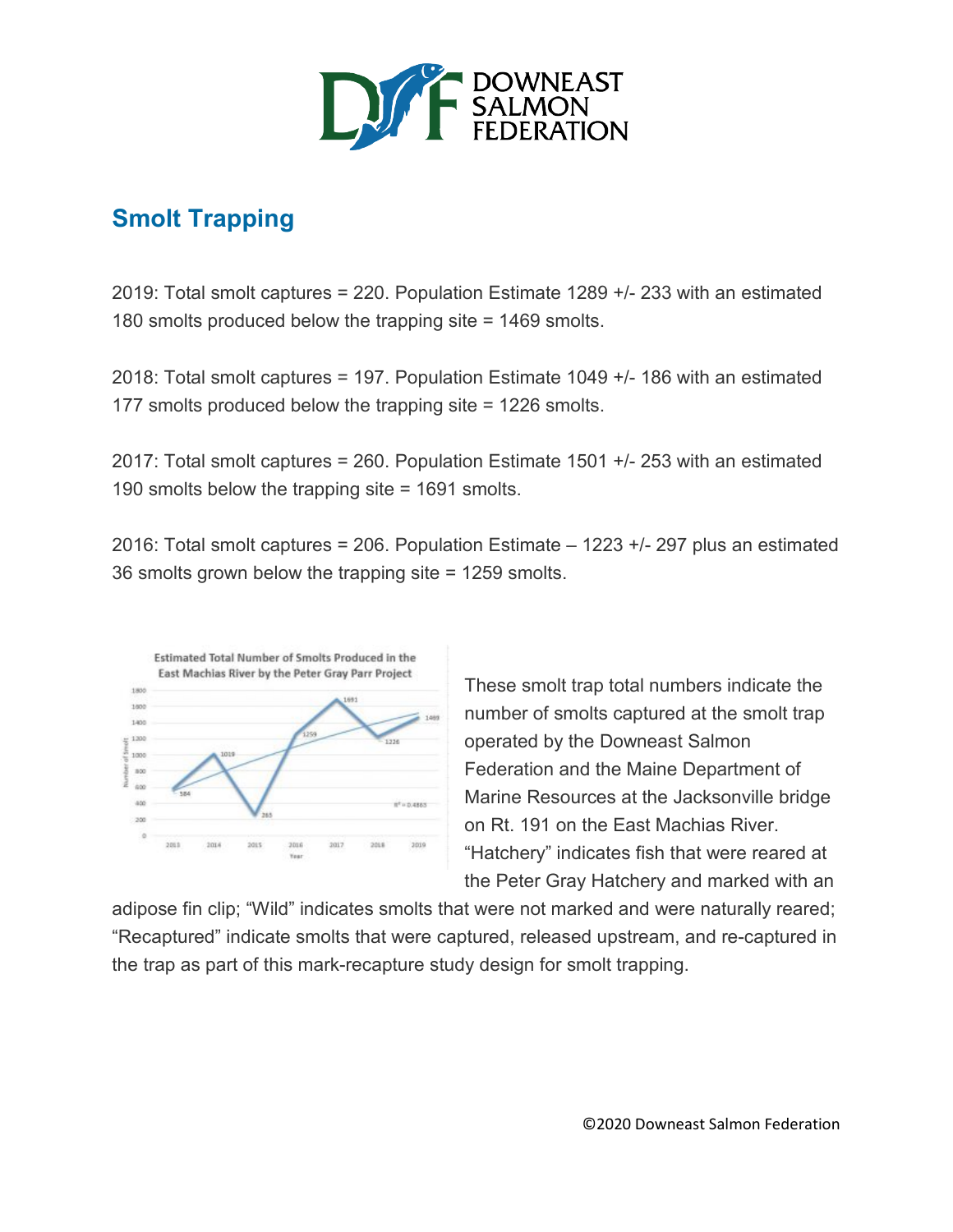## Smolt Trapping

2019: Total smolt captures = 220. Population Estimate 1289 +/- 233 with an estimated 180 smolts produced below the trapping site = 1469 smolts.

2018: Total smolt captures = 197. Population Estimate 1049 +/- 186 with an estimated 177 smolts produced below the trapping site = 1226 smolts.

2017: Total smolt captures = 260. Population Estimate 1501 +/- 253 with an estimated 190 smolts below the trapping site = 1691 smolts.

2016: Total smolt captures = 206. Population Estimate – 1223 +/- 297 plus an estimated 36 smolts grown below the trapping site = 1259 smolts.

These smolt trap total numbers indicate the number of smolts captured at the smolt trap operated by the Downeast Salmon Federation and the Maine Department of Marine Resources at the Jacksonville bridge on Rt. 191 on the East Machias River. "Hatchery" indicates fish that were reared at the Peter Gray Hatchery and marked with an adipose fin clip; "Wild" indicates smolts that were not marked and were naturally reared; "Recaptured" indicate smolts that were captured, released upstream, and re-captured in the trap as part of this mark-recapture study design for smolt trapping.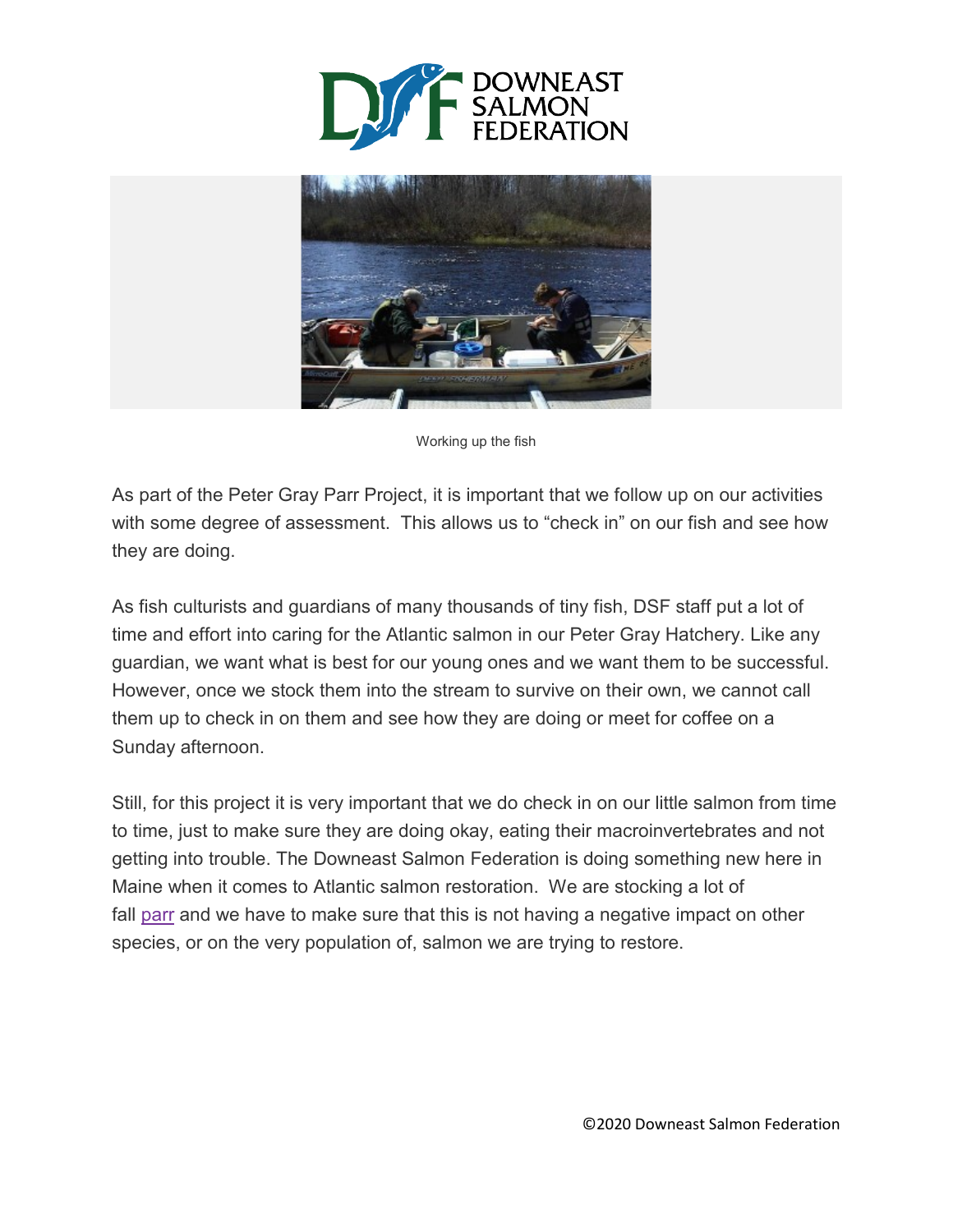Working up the fish

As part of the Peter Gray Parr Project, it is important that we follow up on our activities with some degree of assessment. This allows us to “check in” on our fish and see how they are doing.

As fish culturists and guardians of many thousands of tiny fish, DSF staff put a lot of time and effort into caring for the Atlantic salmon in our Peter Gray Hatchery. Like any guardian, we want what is best for our young ones and we want them to be successful. However, once we stock them into the stream to survive on their own, we cannot call them up to check in on them and see how they are doing or meet for coffee on a Sunday afternoon.

Still, for this project it is very important that we do check in on our little salmon from time to time, just to make sure they are doing okay, eating their macroinvertebrates and not getting into trouble. The Downeast Salmon Federation is doing something new here in Maine when it comes to Atlantic salmon restoration. We are stocking a lot of fall parr and we have to make sure that this is not having a negative impact on other species, or on the very population of, salmon we are trying to restore.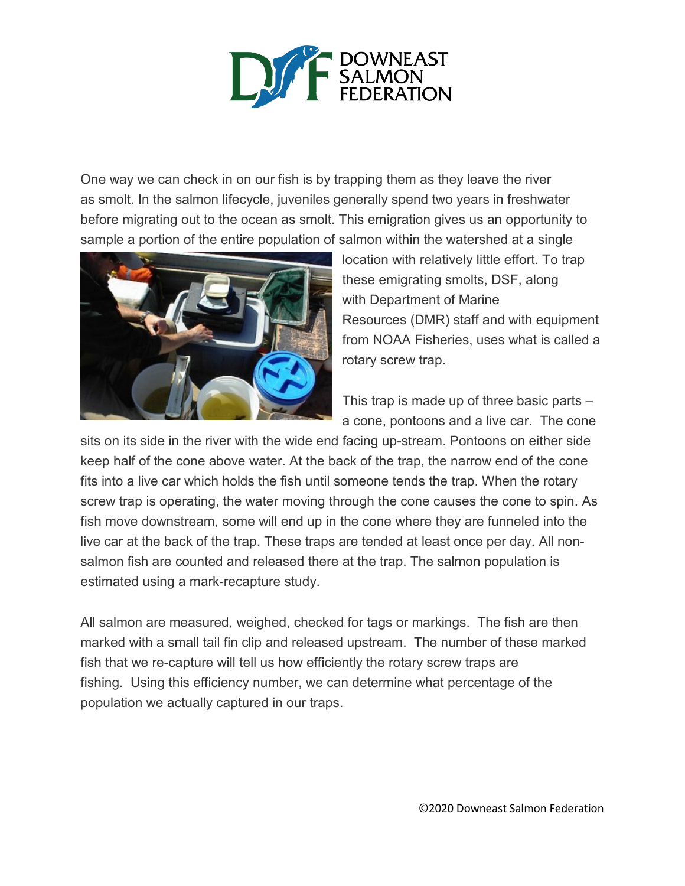One way we can check in on our fish is by trapping them as they leave the river as smolt. In the salmon lifecycle, juveniles generally spend two years in freshwater before migrating out to the ocean as smolt. This emigration gives us an opportunity to sample a portion of the entire population of salmon within the watershed at a single location with relatively little effort. To trap these emigrating smolts, DSF, along with Department of Marine Resources (DMR) staff and with equipment from NOAA Fisheries, uses what is called a rotary screw trap.

This trap is made up of three basic parts – a cone, pontoons and a live car. The cone sits on its side in the river with the wide end facing up-stream. Pontoons on either side keep half of the cone above water. At the back of the trap, the narrow end of the cone fits into a live car which holds the fish until someone tends the trap. When the rotary screw trap is operating, the water moving through the cone causes the cone to spin. As fish move downstream, some will end up in the cone where they are funneled into the live car at the back of the trap. These traps are tended at least once per day. All non-salmon fish are counted and released there at the trap. The salmon population is estimated using a mark-recapture study.

All salmon are measured, weighed, checked for tags or markings. The fish are then marked with a small tail fin clip and released upstream. The number of these marked fish that we re-capture will tell us how efficiently the rotary screw traps are fishing. Using this efficiency number, we can determine what percentage of the population we actually captured in our traps.

©2020 Downeast Salmon Federation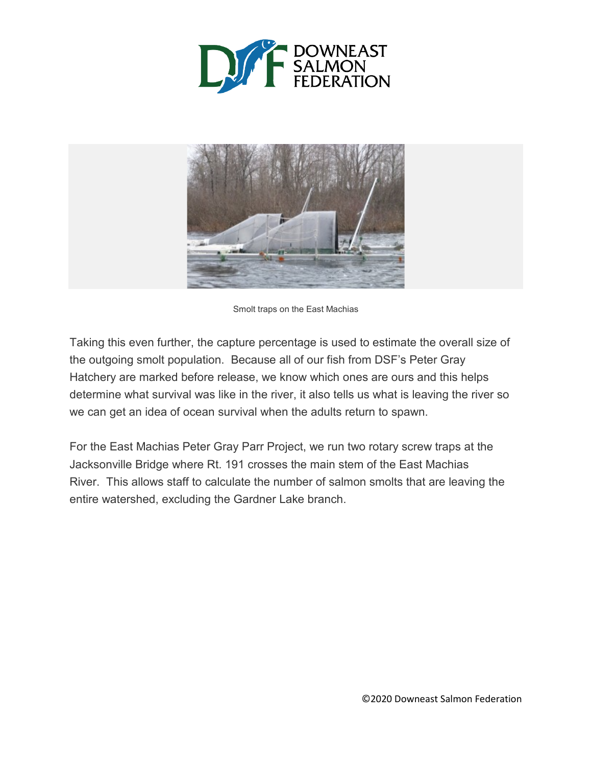Smolt traps on the East Machias

Taking this even further, the capture percentage is used to estimate the overall size of the outgoing smolt population. Because all of our fish from DSF's Peter Gray Hatchery are marked before release, we know which ones are ours and this helps determine what survival was like in the river, it also tells us what is leaving the river so we can get an idea of ocean survival when the adults return to spawn.

For the East Machias Peter Gray Parr Project, we run two rotary screw traps at the Jacksonville Bridge where Rt. 191 crosses the main stem of the East Machias River. This allows staff to calculate the number of salmon smolts that are leaving the entire watershed, excluding the Gardner Lake branch.